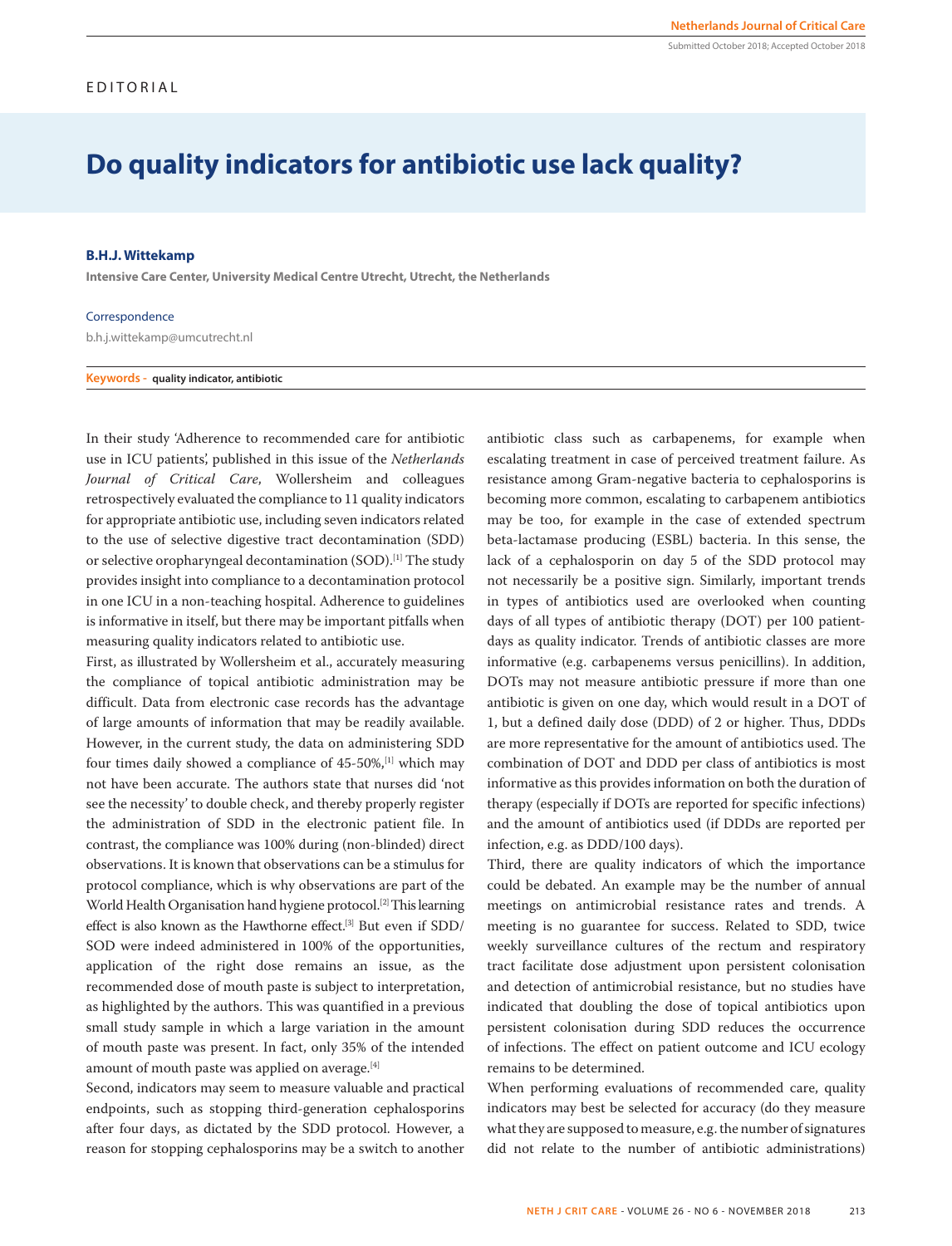EDITORIAL

# Do quality indicators for antibiotic use lack quality?

**B.H.J. Wittekamp**

**Intensive Care Center, University Medical Centre Utrecht, Utrecht, the Netherlands**

Correspondence

b.h.j.wittekamp@umcutrecht.nl

**Keywords -** **quality indicator, antibiotic**

In their study 'Adherence to recommended care for antibiotic use in ICU patients', published in this issue of the *Netherlands Journal of Critical Care*, Wollersheim and colleagues retrospectively evaluated the compliance to 11 quality indicators for appropriate antibiotic use, including seven indicators related to the use of selective digestive tract decontamination (SDD) or selective oropharyngeal decontamination (SOD).[1] The study provides insight into compliance to a decontamination protocol in one ICU in a non-teaching hospital. Adherence to guidelines is informative in itself, but there may be important pitfalls when measuring quality indicators related to antibiotic use.

First, as illustrated by Wollersheim et al., accurately measuring the compliance of topical antibiotic administration may be difficult. Data from electronic case records has the advantage of large amounts of information that may be readily available. However, in the current study, the data on administering SDD four times daily showed a compliance of 45-50%,[1] which may not have been accurate. The authors state that nurses did 'not see the necessity' to double check, and thereby properly register the administration of SDD in the electronic patient file. In contrast, the compliance was 100% during (non-blinded) direct observations. It is known that observations can be a stimulus for protocol compliance, which is why observations are part of the World Health Organisation hand hygiene protocol.[2] This learning effect is also known as the Hawthorne effect.[3] But even if SDD/SOD were indeed administered in 100% of the opportunities, application of the right dose remains an issue, as the recommended dose of mouth paste is subject to interpretation, as highlighted by the authors. This was quantified in a previous small study sample in which a large variation in the amount of mouth paste was present. In fact, only 35% of the intended amount of mouth paste was applied on average.[4]

Second, indicators may seem to measure valuable and practical endpoints, such as stopping third-generation cephalosporins after four days, as dictated by the SDD protocol. However, a reason for stopping cephalosporins may be a switch to another antibiotic class such as carbapenems, for example when escalating treatment in case of perceived treatment failure. As resistance among Gram-negative bacteria to cephalosporins is becoming more common, escalating to carbapenem antibiotics may be too, for example in the case of extended spectrum beta-lactamase producing (ESBL) bacteria. In this sense, the lack of a cephalosporin on day 5 of the SDD protocol may not necessarily be a positive sign. Similarly, important trends in types of antibiotics used are overlooked when counting days of all types of antibiotic therapy (DOT) per 100 patient-days as quality indicator. Trends of antibiotic classes are more informative (e.g. carbapenems versus penicillins). In addition, DOTs may not measure antibiotic pressure if more than one antibiotic is given on one day, which would result in a DOT of 1, but a defined daily dose (DDD) of 2 or higher. Thus, DDDs are more representative for the amount of antibiotics used. The combination of DOT and DDD per class of antibiotics is most informative as this provides information on both the duration of therapy (especially if DOTs are reported for specific infections) and the amount of antibiotics used (if DDDs are reported per infection, e.g. as DDD/100 days).

Third, there are quality indicators of which the importance could be debated. An example may be the number of annual meetings on antimicrobial resistance rates and trends. A meeting is no guarantee for success. Related to SDD, twice weekly surveillance cultures of the rectum and respiratory tract facilitate dose adjustment upon persistent colonisation and detection of antimicrobial resistance, but no studies have indicated that doubling the dose of topical antibiotics upon persistent colonisation during SDD reduces the occurrence of infections. The effect on patient outcome and ICU ecology remains to be determined.

When performing evaluations of recommended care, quality indicators may best be selected for accuracy (do they measure what they are supposed to measure, e.g. the number of signatures did not relate to the number of antibiotic administrations)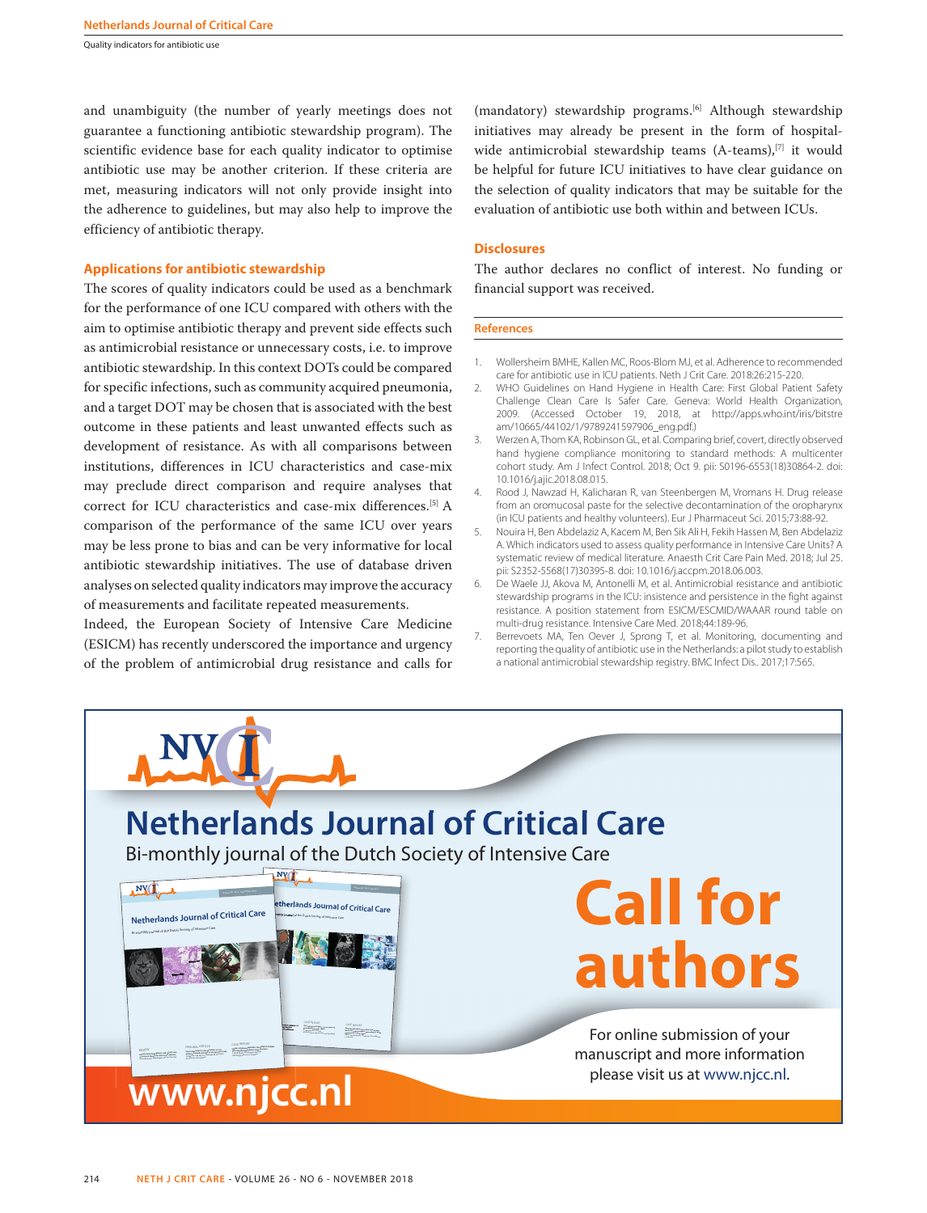and unambiguity (the number of yearly meetings does not guarantee a functioning antibiotic stewardship program). The scientific evidence base for each quality indicator to optimise antibiotic use may be another criterion. If these criteria are met, measuring indicators will not only provide insight into the adherence to guidelines, but may also help to improve the efficiency of antibiotic therapy.

## Applications for antibiotic stewardship

The scores of quality indicators could be used as a benchmark for the performance of one ICU compared with others with the aim to optimise antibiotic therapy and prevent side effects such as antimicrobial resistance or unnecessary costs, i.e. to improve antibiotic stewardship. In this context DOTs could be compared for specific infections, such as community acquired pneumonia, and a target DOT may be chosen that is associated with the best outcome in these patients and least unwanted effects such as development of resistance. As with all comparisons between institutions, differences in ICU characteristics and case-mix may preclude direct comparison and require analyses that correct for ICU characteristics and case-mix differences.[5] A comparison of the performance of the same ICU over years may be less prone to bias and can be very informative for local antibiotic stewardship initiatives. The use of database driven analyses on selected quality indicators may improve the accuracy of measurements and facilitate repeated measurements.

Indeed, the European Society of Intensive Care Medicine (ESICM) has recently underscored the importance and urgency of the problem of antimicrobial drug resistance and calls for (mandatory) stewardship programs.[6] Although stewardship initiatives may already be present in the form of hospital-wide antimicrobial stewardship teams (A-teams),[7] it would be helpful for future ICU initiatives to have clear guidance on the selection of quality indicators that may be suitable for the evaluation of antibiotic use both within and between ICUs.

## Disclosures

The author declares no conflict of interest. No funding or financial support was received.

## References

1. Wollersheim BMHE, Kallen MC, Roos-Blom MJ, et al. Adherence to recommended care for antibiotic use in ICU patients. Neth J Crit Care. 2018:26:215-220.
2. WHO Guidelines on Hand Hygiene in Health Care: First Global Patient Safety Challenge Clean Care Is Safer Care. Geneva: World Health Organization, 2009. (Accessed October 19, 2018, at http://apps.who.int/iris/bitstream/10665/44102/1/9789241597906_eng.pdf.)
3. Werzen A, Thom KA, Robinson GL, et al. Comparing brief, covert, directly observed hand hygiene compliance monitoring to standard methods: A multicenter cohort study. Am J Infect Control. 2018; Oct 9. pii: S0196-6553(18)30864-2. doi: 10.1016/j.ajic.2018.08.015.
4. Rood J, Nawzad H, Kalicharan R, van Steenbergen M, Vromans H. Drug release from an oromucosal paste for the selective decontamination of the oropharynx (in ICU patients and healthy volunteers). Eur J Pharmaceut Sci. 2015;73:88-92.
5. Nouira H, Ben Abdelaziz A, Kacem M, Ben Sik Ali H, Fekih Hassen M, Ben Abdelaziz A. Which indicators used to assess quality performance in Intensive Care Units? A systematic review of medical literature. Anaesth Crit Care Pain Med. 2018; Jul 25. pii: S2352-5568(17)30395-8. doi: 10.1016/j.accpm.2018.06.003.
6. De Waele JJ, Akova M, Antonelli M, et al. Antimicrobial resistance and antibiotic stewardship programs in the ICU: insistence and persistence in the fight against resistance. A position statement from ESICM/ESCMID/WAAAR round table on multi-drug resistance. Intensive Care Med. 2018;44:189-96.
7. Berrevoets MA, Ten Oever J, Sprong T, et al. Monitoring, documenting and reporting the quality of antibiotic use in the Netherlands: a pilot study to establish a national antimicrobial stewardship registry. BMC Infect Dis.. 2017;17:565.

NVIC

Netherlands Journal of Critical Care

Bi-monthly journal of the Dutch Society of Intensive Care

Call for authors

For online submission of your manuscript and more information please visit us at www.njcc.nl.

www.njcc.nl